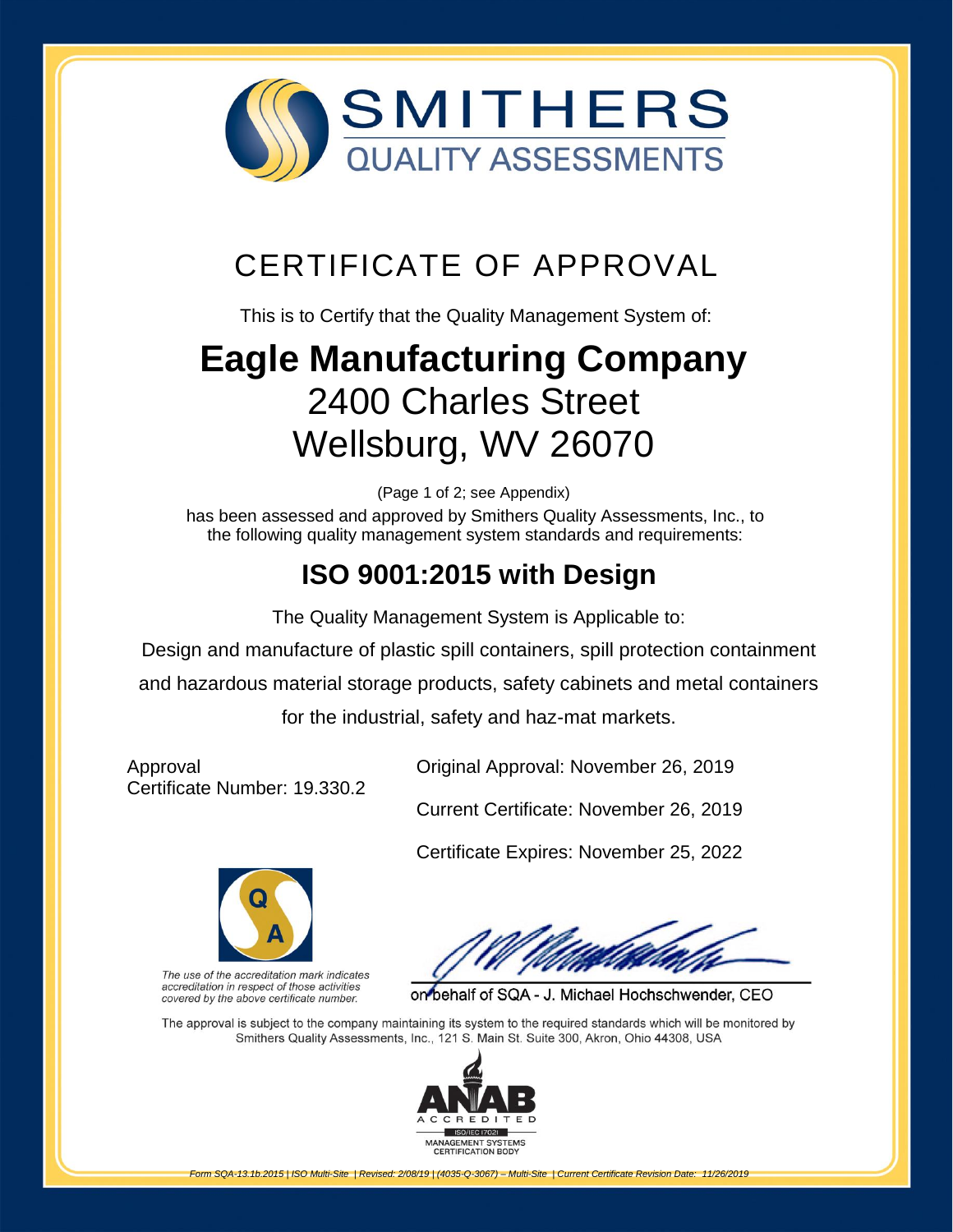SMITHERS
QUALITY ASSESSMENTS

# CERTIFICATE OF APPROVAL

This is to Certify that the Quality Management System of:

# Eagle Manufacturing Company

## 2400 Charles Street
## Wellsburg, WV 26070

(Page 1 of 2; see Appendix)

has been assessed and approved by Smithers Quality Assessments, Inc., to the following quality management system standards and requirements:

## ISO 9001:2015 with Design

The Quality Management System is Applicable to:

Design and manufacture of plastic spill containers, spill protection containment and hazardous material storage products, safety cabinets and metal containers for the industrial, safety and haz-mat markets.

Approval
Certificate Number: 19.330.2

Original Approval: November 26, 2019

Current Certificate: November 26, 2019

Certificate Expires: November 25, 2022

*The use of the accreditation mark indicates accreditation in respect of those activities covered by the above certificate number.*

on behalf of SQA - J. Michael Hochschwender, CEO

The approval is subject to the company maintaining its system to the required standards which will be monitored by Smithers Quality Assessments, Inc., 121 S. Main St. Suite 300, Akron, Ohio 44308, USA

ANAB ACCREDITED
ISO/IEC 17021
MANAGEMENT SYSTEMS CERTIFICATION BODY

*Form SQA-13.1b.2015 | ISO Multi-Site | Revised: 2/08/19 | (4035-Q-3067) – Multi-Site | Current Certificate Revision Date: 11/26/2019*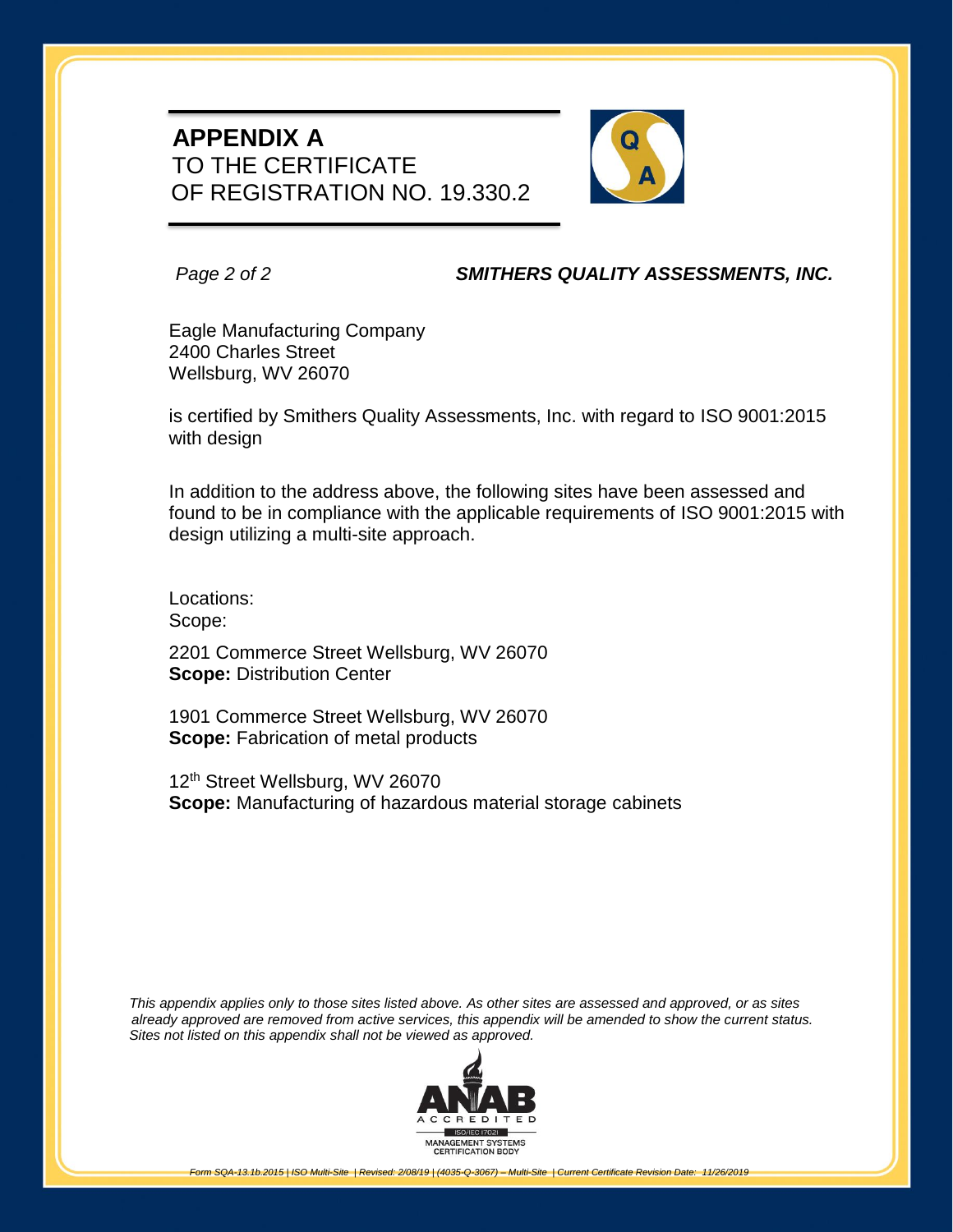# APPENDIX A
TO THE CERTIFICATE
OF REGISTRATION NO. 19.330.2

*Page 2 of 2* ***SMITHERS QUALITY ASSESSMENTS, INC.***

Eagle Manufacturing Company
2400 Charles Street
Wellsburg, WV 26070

is certified by Smithers Quality Assessments, Inc. with regard to ISO 9001:2015 with design

In addition to the address above, the following sites have been assessed and found to be in compliance with the applicable requirements of ISO 9001:2015 with design utilizing a multi-site approach.

Locations:
Scope:

2201 Commerce Street Wellsburg, WV 26070
**Scope:** Distribution Center

1901 Commerce Street Wellsburg, WV 26070
**Scope:** Fabrication of metal products

12th Street Wellsburg, WV 26070
**Scope:** Manufacturing of hazardous material storage cabinets

*This appendix applies only to those sites listed above. As other sites are assessed and approved, or as sites already approved are removed from active services, this appendix will be amended to show the current status. Sites not listed on this appendix shall not be viewed as approved.*

ANAB ACCREDITED
ISO/IEC 17021
MANAGEMENT SYSTEMS
CERTIFICATION BODY

*Form SQA-13.1b.2015 | ISO Multi-Site | Revised: 2/08/19 | (4035-Q-3067) – Multi-Site | Current Certificate Revision Date: 11/26/2019*